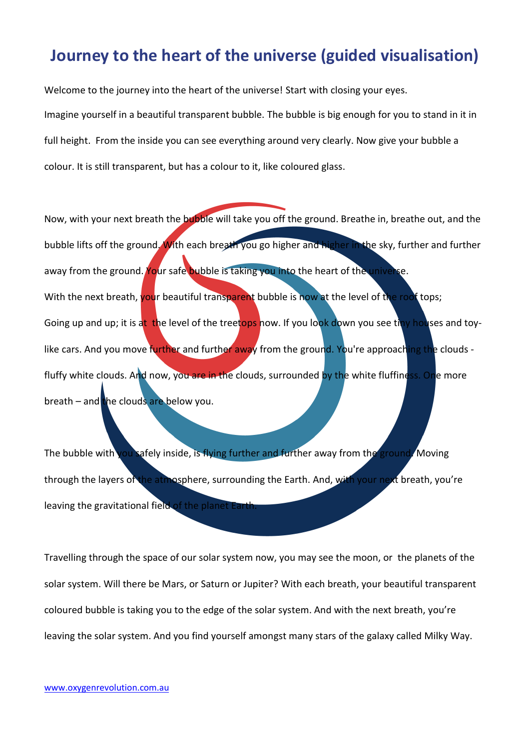# Journey to the heart of the universe (guided visualisation)

Welcome to the journey into the heart of the universe! Start with closing your eyes.

Imagine yourself in a beautiful transparent bubble. The bubble is big enough for you to stand in it in full height. From the inside you can see everything around very clearly. Now give your bubble a colour. It is still transparent, but has a colour to it, like coloured glass.

Now, with your next breath the bubble will take you off the ground. Breathe in, breathe out, and the bubble lifts off the ground. With each breath you go higher and higher in the sky, further and further away from the ground. Your safe bubble is taking you into the heart of the universe.

With the next breath, your beautiful transparent bubble is now at the level of the roof tops; Going up and up; it is at the level of the treetops now. If you look down you see tiny houses and toy-like cars. And you move further and further away from the ground. You're approaching the clouds - fluffy white clouds. And now, you are in the clouds, surrounded by the white fluffiness. One more breath – and the clouds are below you.

The bubble with you safely inside, is flying further and further away from the ground. Moving through the layers of the atmosphere, surrounding the Earth. And, with your next breath, you're leaving the gravitational field of the planet Earth.

Travelling through the space of our solar system now, you may see the moon, or the planets of the solar system. Will there be Mars, or Saturn or Jupiter? With each breath, your beautiful transparent coloured bubble is taking you to the edge of the solar system. And with the next breath, you're leaving the solar system. And you find yourself amongst many stars of the galaxy called Milky Way.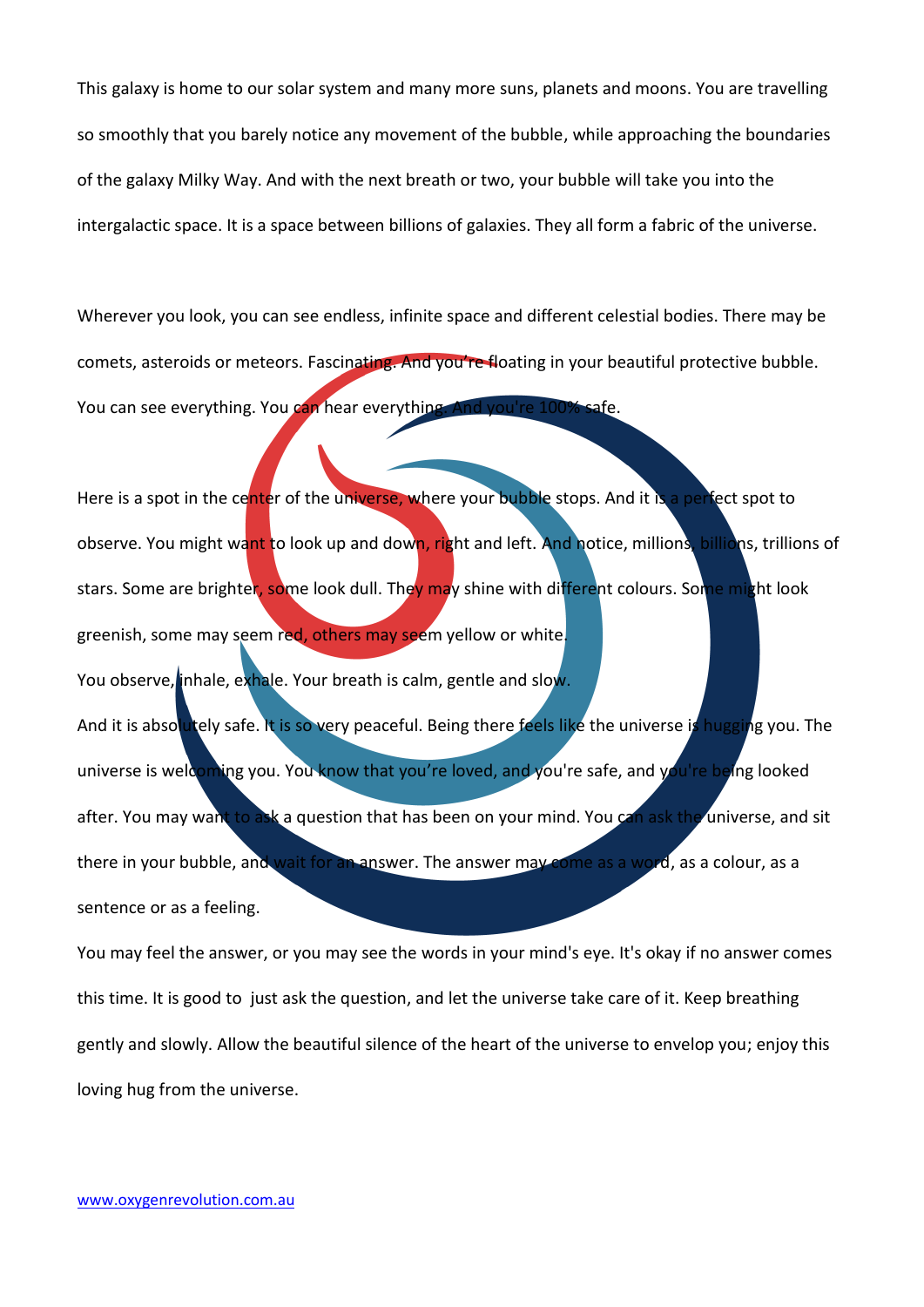This galaxy is home to our solar system and many more suns, planets and moons. You are travelling so smoothly that you barely notice any movement of the bubble, while approaching the boundaries of the galaxy Milky Way. And with the next breath or two, your bubble will take you into the intergalactic space. It is a space between billions of galaxies. They all form a fabric of the universe.

Wherever you look, you can see endless, infinite space and different celestial bodies. There may be comets, asteroids or meteors. Fascinating. And you're floating in your beautiful protective bubble. You can see everything. You can hear everything. And you're 100% safe.

Here is a spot in the center of the universe, where your bubble stops. And it is a perfect spot to observe. You might want to look up and down, right and left. And notice, millions, billions, trillions of stars. Some are brighter, some look dull. They may shine with different colours. Some might look greenish, some may seem red, others may seem yellow or white.

You observe, inhale, exhale. Your breath is calm, gentle and slow.

And it is absolutely safe. It is so very peaceful. Being there feels like the universe is hugging you. The universe is welcoming you. You know that you're loved, and you're safe, and you're being looked after. You may want to ask a question that has been on your mind. You can ask the universe, and sit there in your bubble, and wait for an answer. The answer may come as a word, as a colour, as a sentence or as a feeling.

You may feel the answer, or you may see the words in your mind's eye. It's okay if no answer comes this time. It is good to just ask the question, and let the universe take care of it. Keep breathing gently and slowly. Allow the beautiful silence of the heart of the universe to envelop you; enjoy this loving hug from the universe.

www.oxygenrevolution.com.au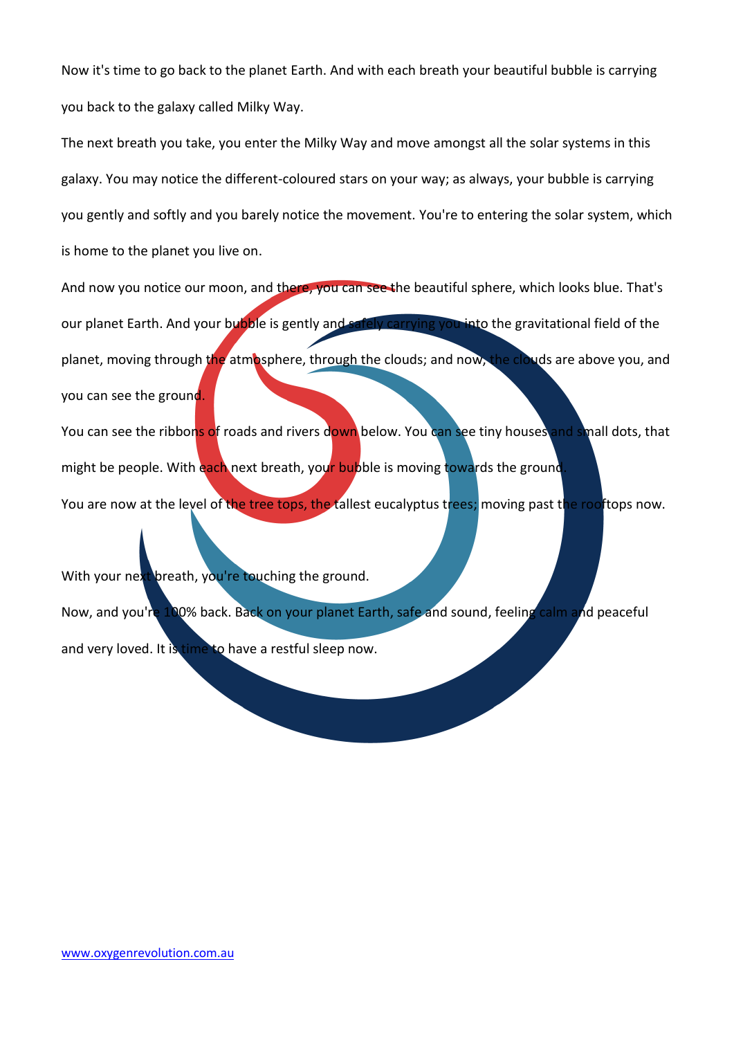Now it's time to go back to the planet Earth. And with each breath your beautiful bubble is carrying you back to the galaxy called Milky Way.

The next breath you take, you enter the Milky Way and move amongst all the solar systems in this galaxy. You may notice the different-coloured stars on your way; as always, your bubble is carrying you gently and softly and you barely notice the movement. You're to entering the solar system, which is home to the planet you live on.

And now you notice our moon, and there, you can see the beautiful sphere, which looks blue. That's our planet Earth. And your bubble is gently and safely carrying you into the gravitational field of the planet, moving through the atmosphere, through the clouds; and now, the clouds are above you, and you can see the ground.

You can see the ribbons of roads and rivers down below. You can see tiny houses and small dots, that might be people. With each next breath, your bubble is moving towards the ground.

You are now at the level of the tree tops, the tallest eucalyptus trees; moving past the rooftops now.

With your next breath, you're touching the ground.

Now, and you're 100% back. Back on your planet Earth, safe and sound, feeling calm and peaceful and very loved. It is time to have a restful sleep now.

www.oxygenrevolution.com.au